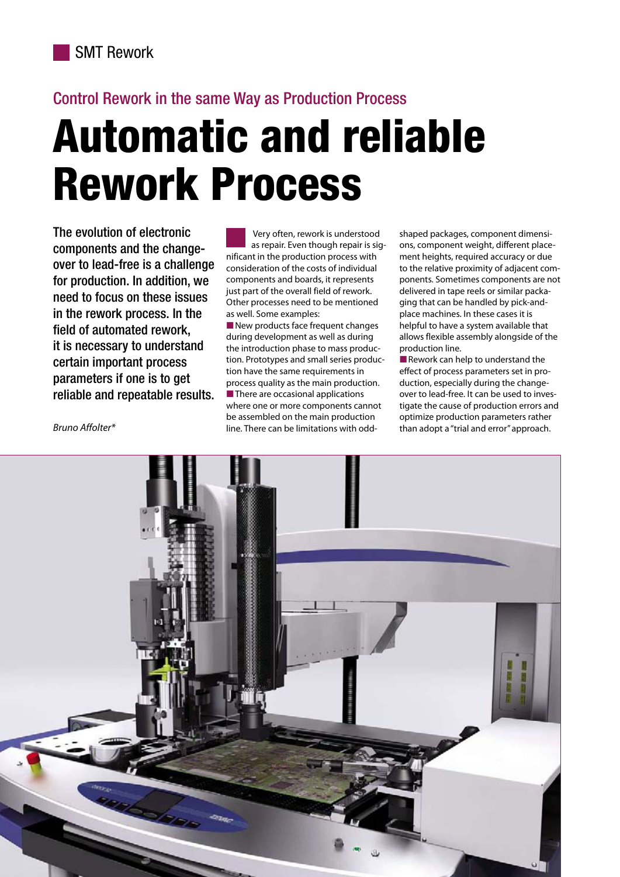SMT Rework

## Control Rework in the same Way as Production Process

# Automatic and reliable Rework Process

**The evolution of electronic components and the change-over to lead-free is a challenge for production. In addition, we need to focus on these issues in the rework process. In the field of automated rework, it is necessary to understand certain important process parameters if one is to get reliable and repeatable results.**

*Bruno Affolter**

Very often, rework is understood as repair. Even though repair is significant in the production process with consideration of the costs of individual components and boards, it represents just part of the overall field of rework. Other processes need to be mentioned as well. Some examples:

- New products face frequent changes during development as well as during the introduction phase to mass production. Prototypes and small series production have the same requirements in process quality as the main production.
- There are occasional applications where one or more components cannot be assembled on the main production line. There can be limitations with odd-shaped packages, component dimensions, component weight, different placement heights, required accuracy or due to the relative proximity of adjacent components. Sometimes components are not delivered in tape reels or similar packaging that can be handled by pick-and-place machines. In these cases it is helpful to have a system available that allows flexible assembly alongside of the production line.
- Rework can help to understand the effect of process parameters set in production, especially during the change-over to lead-free. It can be used to investigate the cause of production errors and optimize production parameters rather than adopt a "trial and error" approach.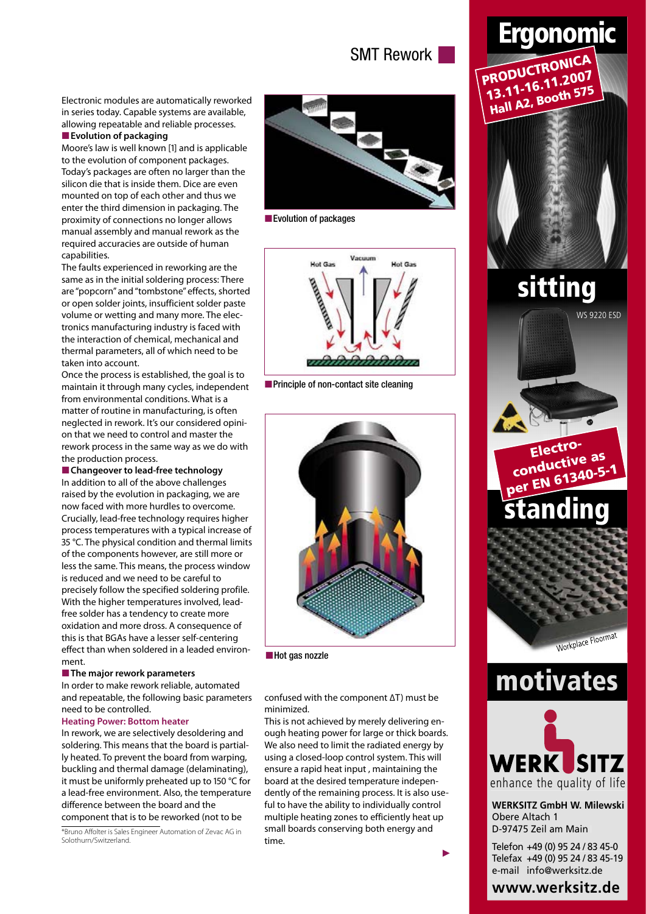Electronic modules are automatically reworked in series today. Capable systems are available, allowing repeatable and reliable processes.

**Evolution of packaging**

Moore's law is well known [1] and is applicable to the evolution of component packages. Today's packages are often no larger than the silicon die that is inside them. Dice are even mounted on top of each other and thus we enter the third dimension in packaging. The proximity of connections no longer allows manual assembly and manual rework as the required accuracies are outside of human capabilities.

The faults experienced in reworking are the same as in the initial soldering process: There are "popcorn" and "tombstone" effects, shorted or open solder joints, insufficient solder paste volume or wetting and many more. The electronics manufacturing industry is faced with the interaction of chemical, mechanical and thermal parameters, all of which need to be taken into account.

Once the process is established, the goal is to maintain it through many cycles, independent from environmental conditions. What is a matter of routine in manufacturing, is often neglected in rework. It's our considered opinion that we need to control and master the rework process in the same way as we do with the production process.

**Changeover to lead-free technology**

In addition to all of the above challenges raised by the evolution in packaging, we are now faced with more hurdles to overcome. Crucially, lead-free technology requires higher process temperatures with a typical increase of 35 °C. The physical condition and thermal limits of the components however, are still more or less the same. This means, the process window is reduced and we need to be careful to precisely follow the specified soldering profile. With the higher temperatures involved, lead-free solder has a tendency to create more oxidation and more dross. A consequence of this is that BGAs have a lesser self-centering effect than when soldered in a leaded environment.

**The major rework parameters**

In order to make rework reliable, automated and repeatable, the following basic parameters need to be controlled.

**Heating Power: Bottom heater**

In rework, we are selectively desoldering and soldering. This means that the board is partially heated. To prevent the board from warping, buckling and thermal damage (delaminating), it must be uniformly preheated up to 150 °C for a lead-free environment. Also, the temperature difference between the board and the component that is to be reworked (not to be confused with the component $\Delta T$) must be minimized.

This is not achieved by merely delivering enough heating power for large or thick boards. We also need to limit the radiated energy by using a closed-loop control system. This will ensure a rapid heat input , maintaining the board at the desired temperature independently of the remaining process. It is also useful to have the ability to individually control multiple heating zones to efficiently heat up small boards conserving both energy and time.

Evolution of packages

Principle of non-contact site cleaning

Hot gas nozzle

\*Bruno Affolter is Sales Engineer Automation of Zevac AG in Solothurn/Switzerland.

**Ergonomic**

PRODUCTRONICA 13.11-16.11.2007 Hall A2, Booth 575

**sitting**

WS 9220 ESD

Electro-conductive as per EN 61340-5-1

**standing**

Workplace Floormat

**motivates**

WERKSITZ enhance the quality of life

**WERKSITZ GmbH W. Milewski**
Obere Altach 1
D-97475 Zeil am Main

Telefon +49 (0) 95 24 / 83 45-0
Telefax +49 (0) 95 24 / 83 45-19
e-mail info@werksitz.de

**www.werksitz.de**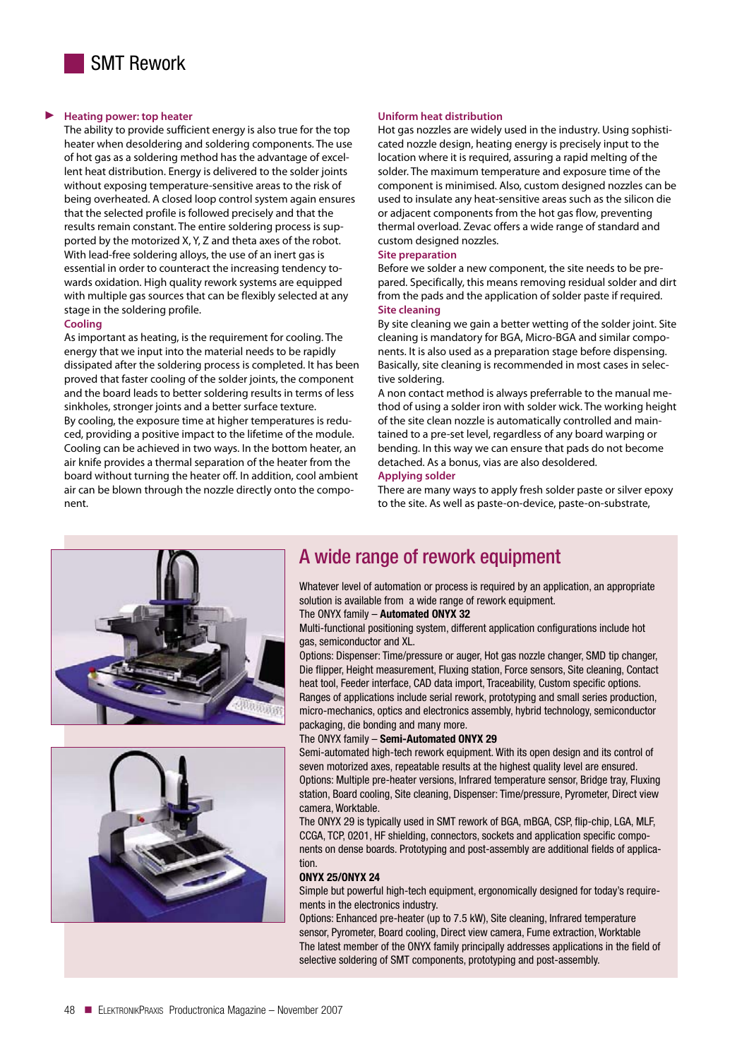# SMT Rework

**Heating power: top heater**

The ability to provide sufficient energy is also true for the top heater when desoldering and soldering components. The use of hot gas as a soldering method has the advantage of excellent heat distribution. Energy is delivered to the solder joints without exposing temperature-sensitive areas to the risk of being overheated. A closed loop control system again ensures that the selected profile is followed precisely and that the results remain constant. The entire soldering process is supported by the motorized X, Y, Z and theta axes of the robot. With lead-free soldering alloys, the use of an inert gas is essential in order to counteract the increasing tendency towards oxidation. High quality rework systems are equipped with multiple gas sources that can be flexibly selected at any stage in the soldering profile.

**Cooling**

As important as heating, is the requirement for cooling. The energy that we input into the material needs to be rapidly dissipated after the soldering process is completed. It has been proved that faster cooling of the solder joints, the component and the board leads to better soldering results in terms of less sinkholes, stronger joints and a better surface texture.

By cooling, the exposure time at higher temperatures is reduced, providing a positive impact to the lifetime of the module. Cooling can be achieved in two ways. In the bottom heater, an air knife provides a thermal separation of the heater from the board without turning the heater off. In addition, cool ambient air can be blown through the nozzle directly onto the component.

**Uniform heat distribution**

Hot gas nozzles are widely used in the industry. Using sophisticated nozzle design, heating energy is precisely input to the location where it is required, assuring a rapid melting of the solder. The maximum temperature and exposure time of the component is minimised. Also, custom designed nozzles can be used to insulate any heat-sensitive areas such as the silicon die or adjacent components from the hot gas flow, preventing thermal overload. Zevac offers a wide range of standard and custom designed nozzles.

**Site preparation**

Before we solder a new component, the site needs to be prepared. Specifically, this means removing residual solder and dirt from the pads and the application of solder paste if required.

**Site cleaning**

By site cleaning we gain a better wetting of the solder joint. Site cleaning is mandatory for BGA, Micro-BGA and similar components. It is also used as a preparation stage before dispensing. Basically, site cleaning is recommended in most cases in selective soldering.

A non contact method is always preferrable to the manual method of using a solder iron with solder wick. The working height of the site clean nozzle is automatically controlled and maintained to a pre-set level, regardless of any board warping or bending. In this way we can ensure that pads do not become detached. As a bonus, vias are also desoldered.

**Applying solder**

There are many ways to apply fresh solder paste or silver epoxy to the site. As well as paste-on-device, paste-on-substrate,

## A wide range of rework equipment

Whatever level of automation or process is required by an application, an appropriate solution is available from a wide range of rework equipment.

The ONYX family – **Automated ONYX 32**

Multi-functional positioning system, different application configurations include hot gas, semiconductor and XL.

Options: Dispenser: Time/pressure or auger, Hot gas nozzle changer, SMD tip changer, Die flipper, Height measurement, Fluxing station, Force sensors, Site cleaning, Contact heat tool, Feeder interface, CAD data import, Traceability, Custom specific options.

Ranges of applications include serial rework, prototyping and small series production, micro-mechanics, optics and electronics assembly, hybrid technology, semiconductor packaging, die bonding and many more.

The ONYX family – **Semi-Automated ONYX 29**

Semi-automated high-tech rework equipment. With its open design and its control of seven motorized axes, repeatable results at the highest quality level are ensured.

Options: Multiple pre-heater versions, Infrared temperature sensor, Bridge tray, Fluxing station, Board cooling, Site cleaning, Dispenser: Time/pressure, Pyrometer, Direct view camera, Worktable.

The ONYX 29 is typically used in SMT rework of BGA, mBGA, CSP, flip-chip, LGA, MLF, CCGA, TCP, 0201, HF shielding, connectors, sockets and application specific components on dense boards. Prototyping and post-assembly are additional fields of application.

**ONYX 25/ONYX 24**

Simple but powerful high-tech equipment, ergonomically designed for today's requirements in the electronics industry.

Options: Enhanced pre-heater (up to 7.5 kW), Site cleaning, Infrared temperature sensor, Pyrometer, Board cooling, Direct view camera, Fume extraction, Worktable

The latest member of the ONYX family principally addresses applications in the field of selective soldering of SMT components, prototyping and post-assembly.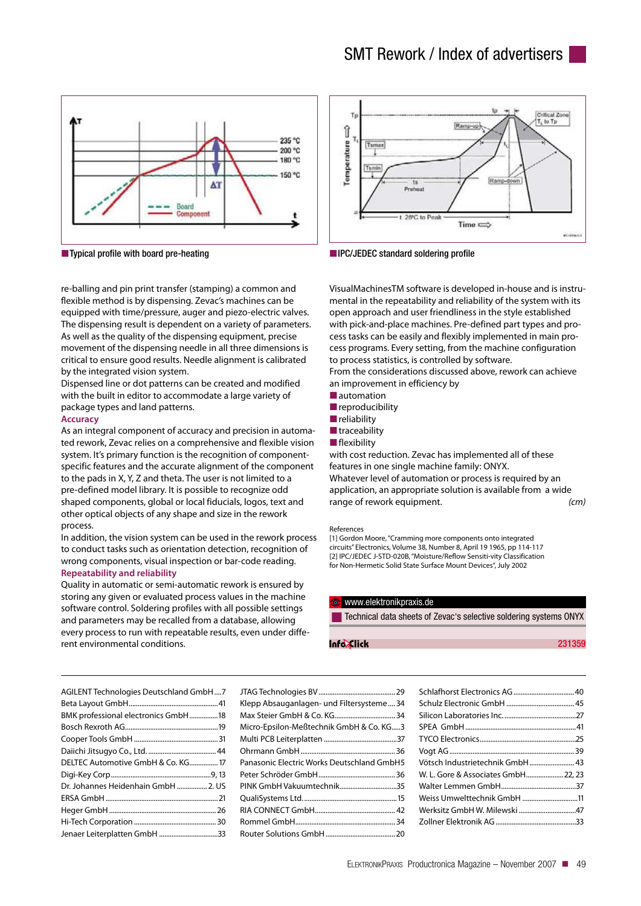## SMT Rework / Index of advertisers

235 °C
200 °C
180 °C
150 °C
ΔT
Board
Component
T
t

Typical profile with board pre-heating

Tp
TL
Tsmax
Tsmin
ts
Preheat
tp
Ramp-up
tL
Ramp-down
Critical Zone
TL to Tp
25
t 25°C to Peak
Temperature
Time

IPC/JEDEC standard soldering profile

re-balling and pin print transfer (stamping) a common and flexible method is by dispensing. Zevac's machines can be equipped with time/pressure, auger and piezo-electric valves. The dispensing result is dependent on a variety of parameters. As well as the quality of the dispensing equipment, precise movement of the dispensing needle in all three dimensions is critical to ensure good results. Needle alignment is calibrated by the integrated vision system.
Dispensed line or dot patterns can be created and modified with the built in editor to accommodate a large variety of package types and land patterns.

### Accuracy

As an integral component of accuracy and precision in automated rework, Zevac relies on a comprehensive and flexible vision system. It's primary function is the recognition of component-specific features and the accurate alignment of the component to the pads in X, Y, Z and theta. The user is not limited to a pre-defined model library. It is possible to recognize odd shaped components, global or local fiducials, logos, text and other optical objects of any shape and size in the rework process.
In addition, the vision system can be used in the rework process to conduct tasks such as orientation detection, recognition of wrong components, visual inspection or bar-code reading.

### Repeatability and reliability

Quality in automatic or semi-automatic rework is ensured by storing any given or evaluated process values in the machine software control. Soldering profiles with all possible settings and parameters may be recalled from a database, allowing every process to run with repeatable results, even under different environmental conditions.

VisualMachinesTM software is developed in-house and is instrumental in the repeatability and reliability of the system with its open approach and user friendliness in the style established with pick-and-place machines. Pre-defined part types and process tasks can be easily and flexibly implemented in main process programs. Every setting, from the machine configuration to process statistics, is controlled by software.
From the considerations discussed above, rework can achieve an improvement in efficiency by

- automation
- reproducibility
- reliability
- traceability
- flexibility

with cost reduction. Zevac has implemented all of these features in one single machine family: ONYX.
Whatever level of automation or process is required by an application, an appropriate solution is available from a wide range of rework equipment. *(cm)*

References
[1] Gordon Moore, "Cramming more components onto integrated circuits" Electronics, Volume 38, Number 8, April 19 1965, pp 114-117
[2] IPC/JEDEC J-STD-020B, "Moisture/Reflow Sensiti-vity Classification for Non-Hermetic Solid State Surface Mount Devices", July 2002

www.elektronikpraxis.de
Technical data sheets of Zevac's selective soldering systems ONYX
InfoClick 231359

AGILENT Technologies Deutschland GmbH....7
Beta Layout GmbH....41
BMK professional electronics GmbH....18
Bosch Rexroth AG....19
Cooper Tools GmbH....31
Daiichi Jitsugyo Co., Ltd.....44
DELTEC Automotive GmbH & Co. KG....17
Digi-Key Corp....9, 13
Dr. Johannes Heidenhain GmbH....2. US
ERSA GmbH....21
Heger GmbH....26
Hi-Tech Corporation....30
Jenaer Leiterplatten GmbH....33
JTAG Technologies BV....29
Klepp Absauganlagen- und Filtersysteme....34
Max Steier GmbH & Co. KG....34
Micro-Epsilon-Meßtechnik GmbH & Co. KG....3
Multi PCB Leiterplatten....37
Ohrmann GmbH....36
Panasonic Electric Works Deutschland GmbH5
Peter Schröder GmbH....36
PINK GmbH Vakuumtechnik....35
QualiSystems Ltd.....15
RIA CONNECT GmbH....42
Rommel GmbH....34
Router Solutions GmbH....20
Schlafhorst Electronics AG....40
Schulz Electronic GmbH....45
Silicon Laboratories Inc.....27
SPEA GmbH....41
TYCO Electronics....25
Vogt AG....39
Vötsch Industrietechnik GmbH....43
W. L. Gore & Associates GmbH....22, 23
Walter Lemmen GmbH....37
Weiss Umwelttechnik GmbH....11
Werksitz GmbH W. Milewski....47
Zollner Elektronik AG....33